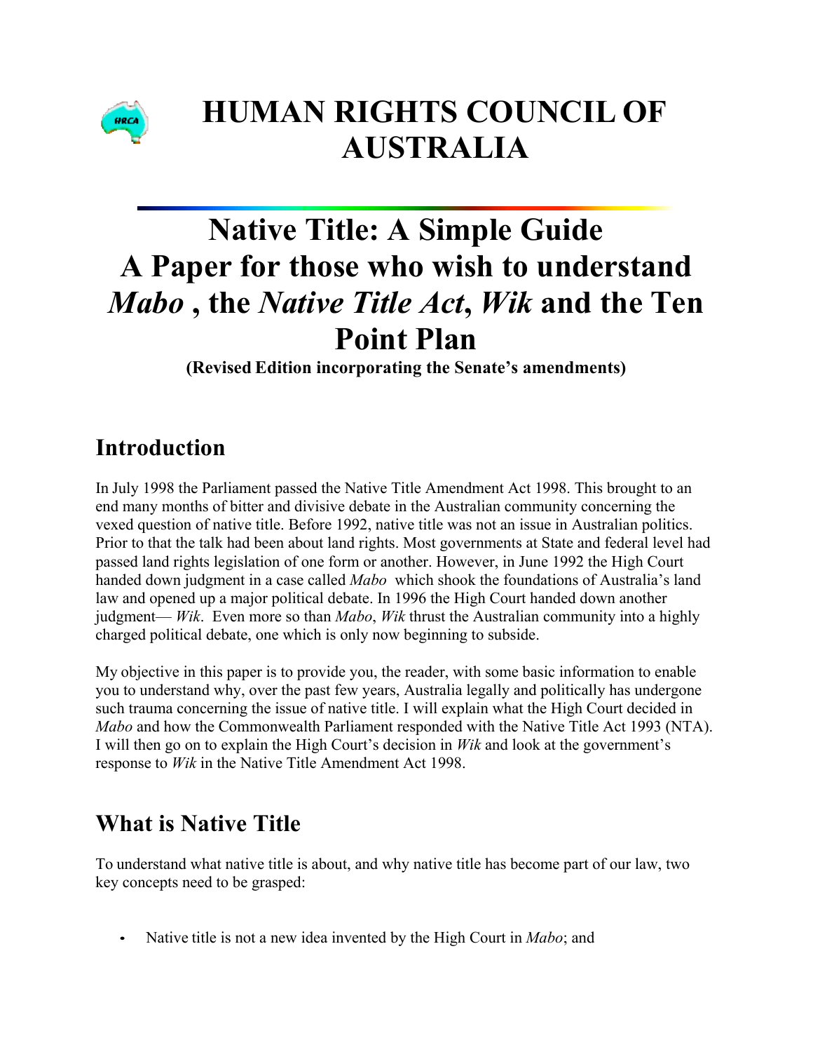# HUMAN RIGHTS COUNCIL OF AUSTRALIA

# Native Title: A Simple Guide
# A Paper for those who wish to understand *Mabo* , the *Native Title Act*, *Wik* and the Ten Point Plan

**(Revised Edition incorporating the Senate's amendments)**

## Introduction

In July 1998 the Parliament passed the Native Title Amendment Act 1998. This brought to an end many months of bitter and divisive debate in the Australian community concerning the vexed question of native title. Before 1992, native title was not an issue in Australian politics. Prior to that the talk had been about land rights. Most governments at State and federal level had passed land rights legislation of one form or another. However, in June 1992 the High Court handed down judgment in a case called *Mabo* which shook the foundations of Australia's land law and opened up a major political debate. In 1996 the High Court handed down another judgment— *Wik*. Even more so than *Mabo*, *Wik* thrust the Australian community into a highly charged political debate, one which is only now beginning to subside.

My objective in this paper is to provide you, the reader, with some basic information to enable you to understand why, over the past few years, Australia legally and politically has undergone such trauma concerning the issue of native title. I will explain what the High Court decided in *Mabo* and how the Commonwealth Parliament responded with the Native Title Act 1993 (NTA). I will then go on to explain the High Court's decision in *Wik* and look at the government's response to *Wik* in the Native Title Amendment Act 1998.

## What is Native Title

To understand what native title is about, and why native title has become part of our law, two key concepts need to be grasped:

- Native title is not a new idea invented by the High Court in *Mabo*; and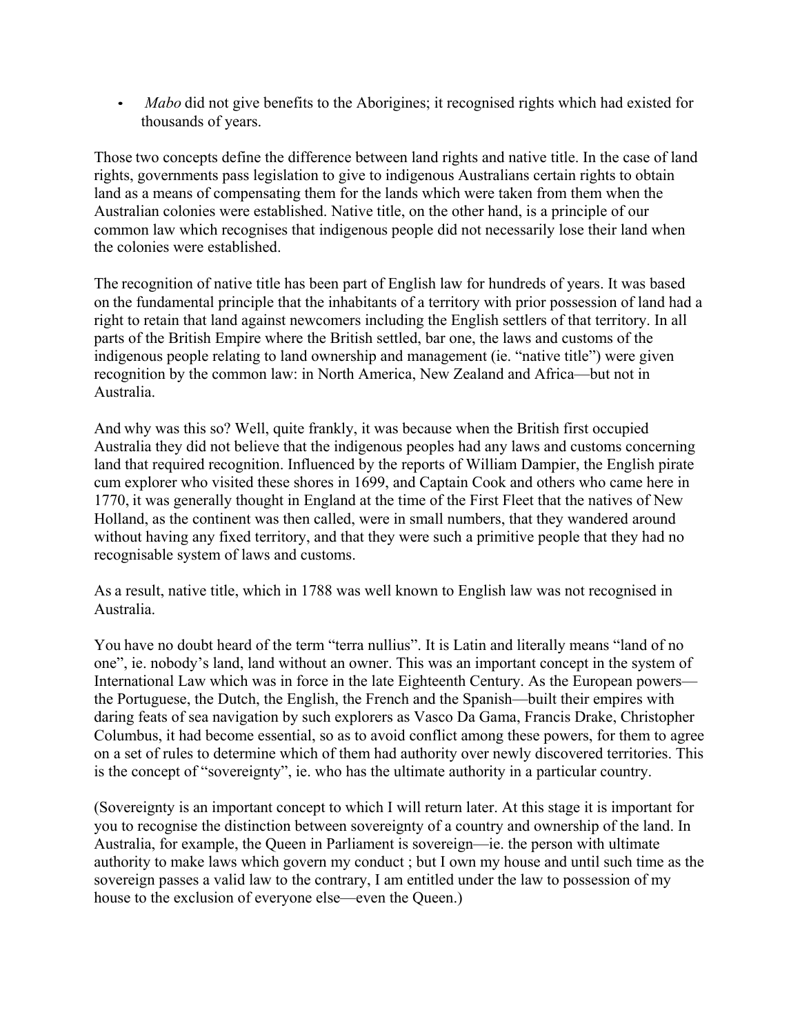- *Mabo* did not give benefits to the Aborigines; it recognised rights which had existed for thousands of years.

Those two concepts define the difference between land rights and native title. In the case of land rights, governments pass legislation to give to indigenous Australians certain rights to obtain land as a means of compensating them for the lands which were taken from them when the Australian colonies were established. Native title, on the other hand, is a principle of our common law which recognises that indigenous people did not necessarily lose their land when the colonies were established.

The recognition of native title has been part of English law for hundreds of years. It was based on the fundamental principle that the inhabitants of a territory with prior possession of land had a right to retain that land against newcomers including the English settlers of that territory. In all parts of the British Empire where the British settled, bar one, the laws and customs of the indigenous people relating to land ownership and management (ie. "native title") were given recognition by the common law: in North America, New Zealand and Africa—but not in Australia.

And why was this so? Well, quite frankly, it was because when the British first occupied Australia they did not believe that the indigenous peoples had any laws and customs concerning land that required recognition. Influenced by the reports of William Dampier, the English pirate cum explorer who visited these shores in 1699, and Captain Cook and others who came here in 1770, it was generally thought in England at the time of the First Fleet that the natives of New Holland, as the continent was then called, were in small numbers, that they wandered around without having any fixed territory, and that they were such a primitive people that they had no recognisable system of laws and customs.

As a result, native title, which in 1788 was well known to English law was not recognised in Australia.

You have no doubt heard of the term "terra nullius". It is Latin and literally means "land of no one", ie. nobody's land, land without an owner. This was an important concept in the system of International Law which was in force in the late Eighteenth Century. As the European powers—the Portuguese, the Dutch, the English, the French and the Spanish—built their empires with daring feats of sea navigation by such explorers as Vasco Da Gama, Francis Drake, Christopher Columbus, it had become essential, so as to avoid conflict among these powers, for them to agree on a set of rules to determine which of them had authority over newly discovered territories. This is the concept of "sovereignty", ie. who has the ultimate authority in a particular country.

(Sovereignty is an important concept to which I will return later. At this stage it is important for you to recognise the distinction between sovereignty of a country and ownership of the land. In Australia, for example, the Queen in Parliament is sovereign—ie. the person with ultimate authority to make laws which govern my conduct ; but I own my house and until such time as the sovereign passes a valid law to the contrary, I am entitled under the law to possession of my house to the exclusion of everyone else—even the Queen.)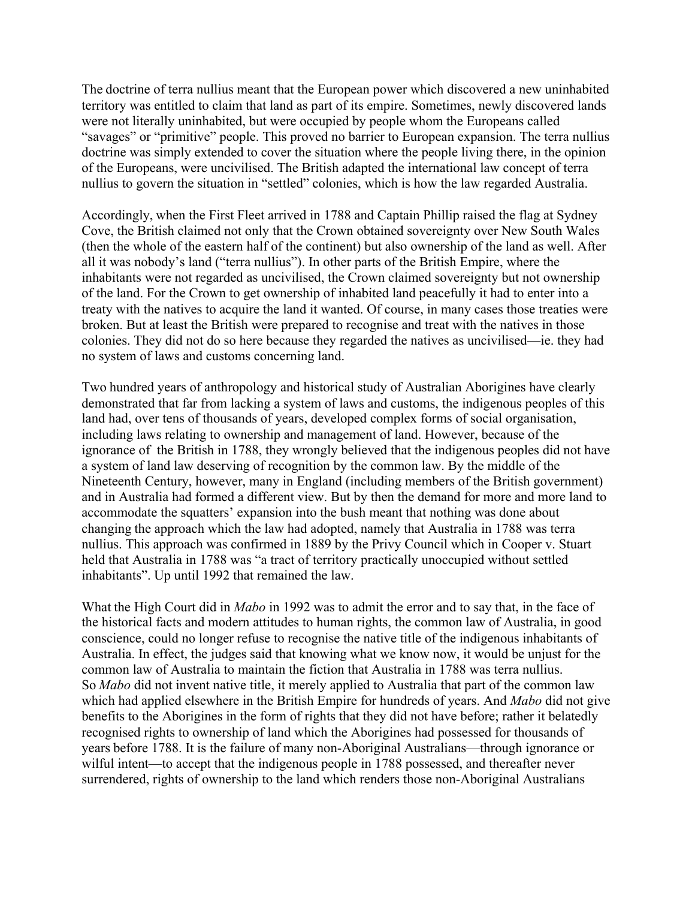The doctrine of terra nullius meant that the European power which discovered a new uninhabited territory was entitled to claim that land as part of its empire. Sometimes, newly discovered lands were not literally uninhabited, but were occupied by people whom the Europeans called "savages" or "primitive" people. This proved no barrier to European expansion. The terra nullius doctrine was simply extended to cover the situation where the people living there, in the opinion of the Europeans, were uncivilised. The British adapted the international law concept of terra nullius to govern the situation in "settled" colonies, which is how the law regarded Australia.

Accordingly, when the First Fleet arrived in 1788 and Captain Phillip raised the flag at Sydney Cove, the British claimed not only that the Crown obtained sovereignty over New South Wales (then the whole of the eastern half of the continent) but also ownership of the land as well. After all it was nobody's land ("terra nullius"). In other parts of the British Empire, where the inhabitants were not regarded as uncivilised, the Crown claimed sovereignty but not ownership of the land. For the Crown to get ownership of inhabited land peacefully it had to enter into a treaty with the natives to acquire the land it wanted. Of course, in many cases those treaties were broken. But at least the British were prepared to recognise and treat with the natives in those colonies. They did not do so here because they regarded the natives as uncivilised—ie. they had no system of laws and customs concerning land.

Two hundred years of anthropology and historical study of Australian Aborigines have clearly demonstrated that far from lacking a system of laws and customs, the indigenous peoples of this land had, over tens of thousands of years, developed complex forms of social organisation, including laws relating to ownership and management of land. However, because of the ignorance of the British in 1788, they wrongly believed that the indigenous peoples did not have a system of land law deserving of recognition by the common law. By the middle of the Nineteenth Century, however, many in England (including members of the British government) and in Australia had formed a different view. But by then the demand for more and more land to accommodate the squatters' expansion into the bush meant that nothing was done about changing the approach which the law had adopted, namely that Australia in 1788 was terra nullius. This approach was confirmed in 1889 by the Privy Council which in Cooper v. Stuart held that Australia in 1788 was "a tract of territory practically unoccupied without settled inhabitants". Up until 1992 that remained the law.

What the High Court did in *Mabo* in 1992 was to admit the error and to say that, in the face of the historical facts and modern attitudes to human rights, the common law of Australia, in good conscience, could no longer refuse to recognise the native title of the indigenous inhabitants of Australia. In effect, the judges said that knowing what we know now, it would be unjust for the common law of Australia to maintain the fiction that Australia in 1788 was terra nullius. So *Mabo* did not invent native title, it merely applied to Australia that part of the common law which had applied elsewhere in the British Empire for hundreds of years. And *Mabo* did not give benefits to the Aborigines in the form of rights that they did not have before; rather it belatedly recognised rights to ownership of land which the Aborigines had possessed for thousands of years before 1788. It is the failure of many non-Aboriginal Australians—through ignorance or wilful intent—to accept that the indigenous people in 1788 possessed, and thereafter never surrendered, rights of ownership to the land which renders those non-Aboriginal Australians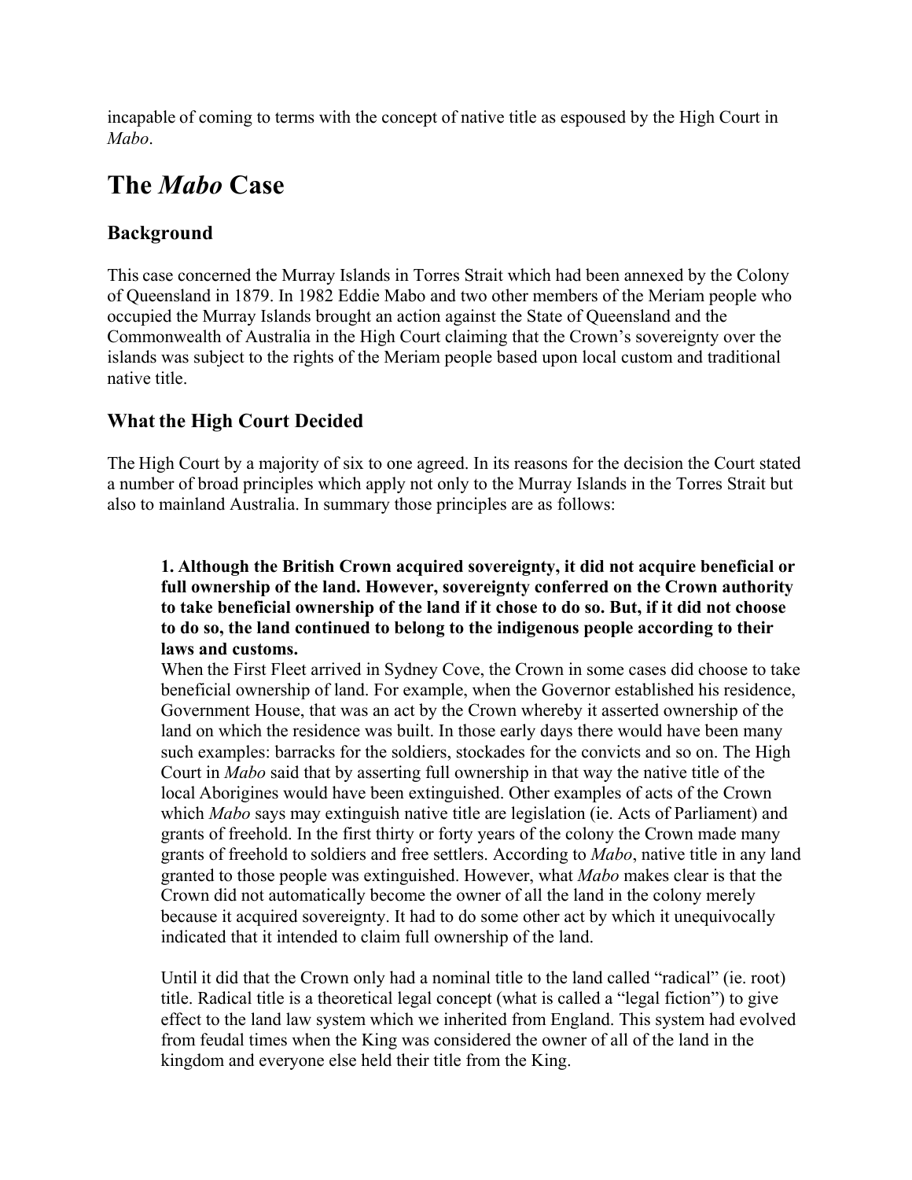incapable of coming to terms with the concept of native title as espoused by the High Court in *Mabo*.

# The *Mabo* Case

## Background

This case concerned the Murray Islands in Torres Strait which had been annexed by the Colony of Queensland in 1879. In 1982 Eddie Mabo and two other members of the Meriam people who occupied the Murray Islands brought an action against the State of Queensland and the Commonwealth of Australia in the High Court claiming that the Crown's sovereignty over the islands was subject to the rights of the Meriam people based upon local custom and traditional native title.

## What the High Court Decided

The High Court by a majority of six to one agreed. In its reasons for the decision the Court stated a number of broad principles which apply not only to the Murray Islands in the Torres Strait but also to mainland Australia. In summary those principles are as follows:

> **1. Although the British Crown acquired sovereignty, it did not acquire beneficial or full ownership of the land. However, sovereignty conferred on the Crown authority to take beneficial ownership of the land if it chose to do so. But, if it did not choose to do so, the land continued to belong to the indigenous people according to their laws and customs.**
>
> When the First Fleet arrived in Sydney Cove, the Crown in some cases did choose to take beneficial ownership of land. For example, when the Governor established his residence, Government House, that was an act by the Crown whereby it asserted ownership of the land on which the residence was built. In those early days there would have been many such examples: barracks for the soldiers, stockades for the convicts and so on. The High Court in *Mabo* said that by asserting full ownership in that way the native title of the local Aborigines would have been extinguished. Other examples of acts of the Crown which *Mabo* says may extinguish native title are legislation (ie. Acts of Parliament) and grants of freehold. In the first thirty or forty years of the colony the Crown made many grants of freehold to soldiers and free settlers. According to *Mabo*, native title in any land granted to those people was extinguished. However, what *Mabo* makes clear is that the Crown did not automatically become the owner of all the land in the colony merely because it acquired sovereignty. It had to do some other act by which it unequivocally indicated that it intended to claim full ownership of the land.
>
> Until it did that the Crown only had a nominal title to the land called "radical" (ie. root) title. Radical title is a theoretical legal concept (what is called a "legal fiction") to give effect to the land law system which we inherited from England. This system had evolved from feudal times when the King was considered the owner of all of the land in the kingdom and everyone else held their title from the King.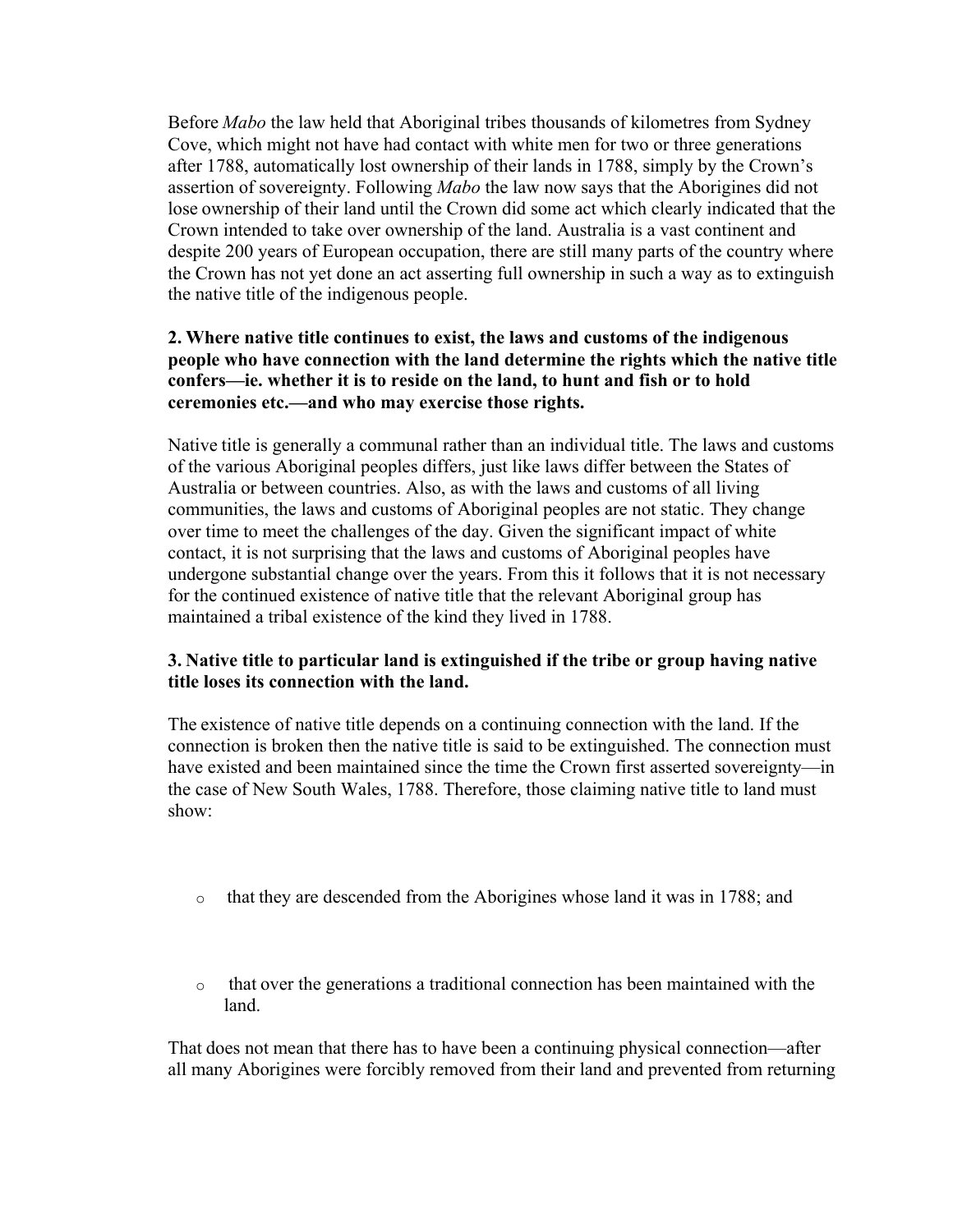Before *Mabo* the law held that Aboriginal tribes thousands of kilometres from Sydney Cove, which might not have had contact with white men for two or three generations after 1788, automatically lost ownership of their lands in 1788, simply by the Crown's assertion of sovereignty. Following *Mabo* the law now says that the Aborigines did not lose ownership of their land until the Crown did some act which clearly indicated that the Crown intended to take over ownership of the land. Australia is a vast continent and despite 200 years of European occupation, there are still many parts of the country where the Crown has not yet done an act asserting full ownership in such a way as to extinguish the native title of the indigenous people.

**2. Where native title continues to exist, the laws and customs of the indigenous people who have connection with the land determine the rights which the native title confers—ie. whether it is to reside on the land, to hunt and fish or to hold ceremonies etc.—and who may exercise those rights.**

Native title is generally a communal rather than an individual title. The laws and customs of the various Aboriginal peoples differs, just like laws differ between the States of Australia or between countries. Also, as with the laws and customs of all living communities, the laws and customs of Aboriginal peoples are not static. They change over time to meet the challenges of the day. Given the significant impact of white contact, it is not surprising that the laws and customs of Aboriginal peoples have undergone substantial change over the years. From this it follows that it is not necessary for the continued existence of native title that the relevant Aboriginal group has maintained a tribal existence of the kind they lived in 1788.

**3. Native title to particular land is extinguished if the tribe or group having native title loses its connection with the land.**

The existence of native title depends on a continuing connection with the land. If the connection is broken then the native title is said to be extinguished. The connection must have existed and been maintained since the time the Crown first asserted sovereignty—in the case of New South Wales, 1788. Therefore, those claiming native title to land must show:

- that they are descended from the Aborigines whose land it was in 1788; and
- that over the generations a traditional connection has been maintained with the land.

That does not mean that there has to have been a continuing physical connection—after all many Aborigines were forcibly removed from their land and prevented from returning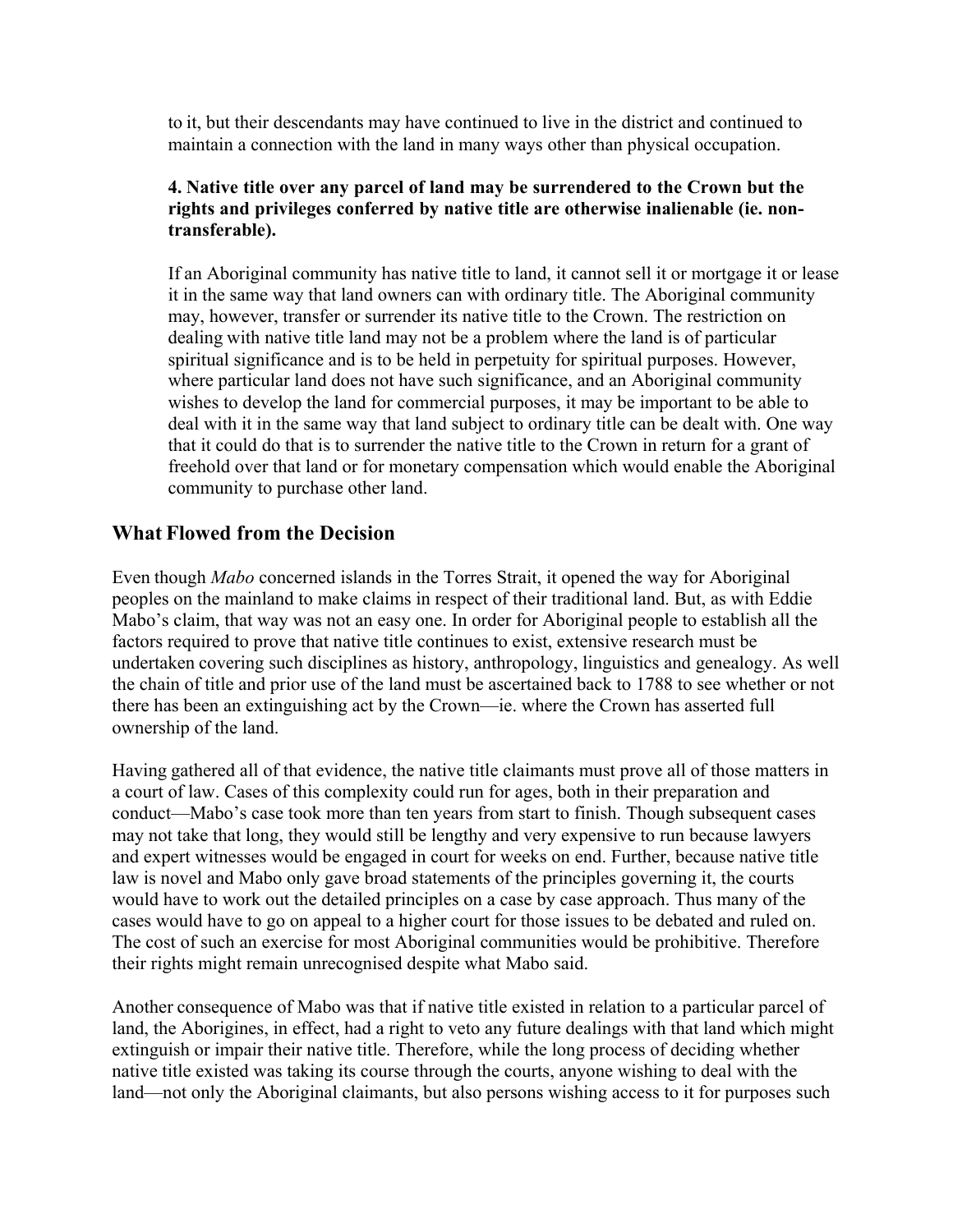to it, but their descendants may have continued to live in the district and continued to maintain a connection with the land in many ways other than physical occupation.

**4. Native title over any parcel of land may be surrendered to the Crown but the rights and privileges conferred by native title are otherwise inalienable (ie. non-transferable).**

If an Aboriginal community has native title to land, it cannot sell it or mortgage it or lease it in the same way that land owners can with ordinary title. The Aboriginal community may, however, transfer or surrender its native title to the Crown. The restriction on dealing with native title land may not be a problem where the land is of particular spiritual significance and is to be held in perpetuity for spiritual purposes. However, where particular land does not have such significance, and an Aboriginal community wishes to develop the land for commercial purposes, it may be important to be able to deal with it in the same way that land subject to ordinary title can be dealt with. One way that it could do that is to surrender the native title to the Crown in return for a grant of freehold over that land or for monetary compensation which would enable the Aboriginal community to purchase other land.

## What Flowed from the Decision

Even though *Mabo* concerned islands in the Torres Strait, it opened the way for Aboriginal peoples on the mainland to make claims in respect of their traditional land. But, as with Eddie Mabo's claim, that way was not an easy one. In order for Aboriginal people to establish all the factors required to prove that native title continues to exist, extensive research must be undertaken covering such disciplines as history, anthropology, linguistics and genealogy. As well the chain of title and prior use of the land must be ascertained back to 1788 to see whether or not there has been an extinguishing act by the Crown—ie. where the Crown has asserted full ownership of the land.

Having gathered all of that evidence, the native title claimants must prove all of those matters in a court of law. Cases of this complexity could run for ages, both in their preparation and conduct—Mabo's case took more than ten years from start to finish. Though subsequent cases may not take that long, they would still be lengthy and very expensive to run because lawyers and expert witnesses would be engaged in court for weeks on end. Further, because native title law is novel and Mabo only gave broad statements of the principles governing it, the courts would have to work out the detailed principles on a case by case approach. Thus many of the cases would have to go on appeal to a higher court for those issues to be debated and ruled on. The cost of such an exercise for most Aboriginal communities would be prohibitive. Therefore their rights might remain unrecognised despite what Mabo said.

Another consequence of Mabo was that if native title existed in relation to a particular parcel of land, the Aborigines, in effect, had a right to veto any future dealings with that land which might extinguish or impair their native title. Therefore, while the long process of deciding whether native title existed was taking its course through the courts, anyone wishing to deal with the land—not only the Aboriginal claimants, but also persons wishing access to it for purposes such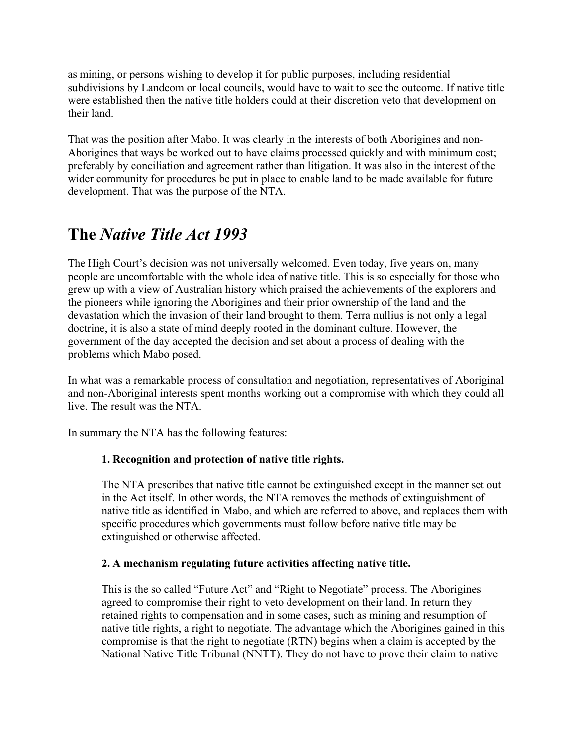as mining, or persons wishing to develop it for public purposes, including residential subdivisions by Landcom or local councils, would have to wait to see the outcome. If native title were established then the native title holders could at their discretion veto that development on their land.

That was the position after Mabo. It was clearly in the interests of both Aborigines and non-Aborigines that ways be worked out to have claims processed quickly and with minimum cost; preferably by conciliation and agreement rather than litigation. It was also in the interest of the wider community for procedures be put in place to enable land to be made available for future development. That was the purpose of the NTA.

# The *Native Title Act 1993*

The High Court's decision was not universally welcomed. Even today, five years on, many people are uncomfortable with the whole idea of native title. This is so especially for those who grew up with a view of Australian history which praised the achievements of the explorers and the pioneers while ignoring the Aborigines and their prior ownership of the land and the devastation which the invasion of their land brought to them. Terra nullius is not only a legal doctrine, it is also a state of mind deeply rooted in the dominant culture. However, the government of the day accepted the decision and set about a process of dealing with the problems which Mabo posed.

In what was a remarkable process of consultation and negotiation, representatives of Aboriginal and non-Aboriginal interests spent months working out a compromise with which they could all live. The result was the NTA.

In summary the NTA has the following features:

**1. Recognition and protection of native title rights.**

The NTA prescribes that native title cannot be extinguished except in the manner set out in the Act itself. In other words, the NTA removes the methods of extinguishment of native title as identified in Mabo, and which are referred to above, and replaces them with specific procedures which governments must follow before native title may be extinguished or otherwise affected.

**2. A mechanism regulating future activities affecting native title.**

This is the so called "Future Act" and "Right to Negotiate" process. The Aborigines agreed to compromise their right to veto development on their land. In return they retained rights to compensation and in some cases, such as mining and resumption of native title rights, a right to negotiate. The advantage which the Aborigines gained in this compromise is that the right to negotiate (RTN) begins when a claim is accepted by the National Native Title Tribunal (NNTT). They do not have to prove their claim to native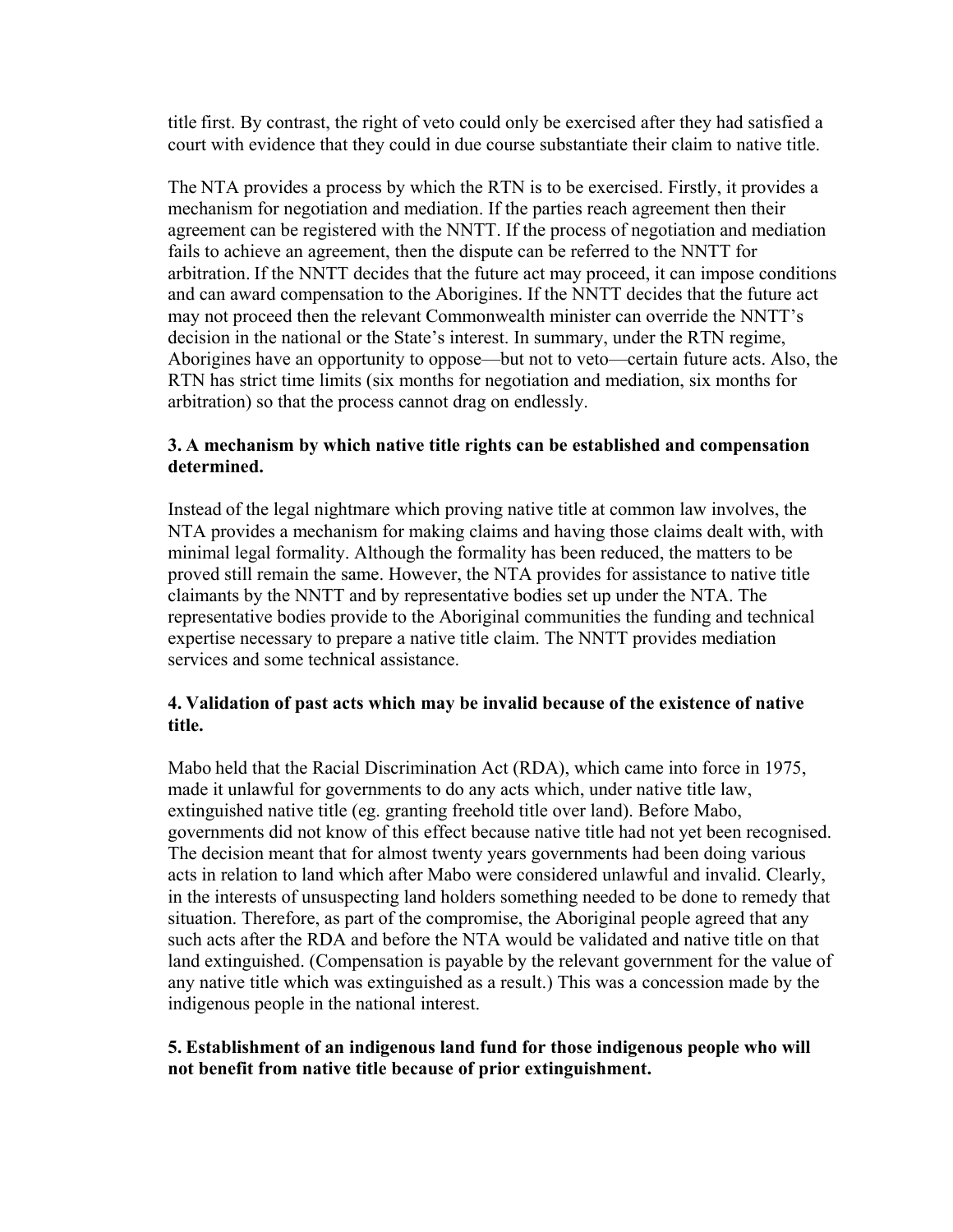title first. By contrast, the right of veto could only be exercised after they had satisfied a court with evidence that they could in due course substantiate their claim to native title.

The NTA provides a process by which the RTN is to be exercised. Firstly, it provides a mechanism for negotiation and mediation. If the parties reach agreement then their agreement can be registered with the NNTT. If the process of negotiation and mediation fails to achieve an agreement, then the dispute can be referred to the NNTT for arbitration. If the NNTT decides that the future act may proceed, it can impose conditions and can award compensation to the Aborigines. If the NNTT decides that the future act may not proceed then the relevant Commonwealth minister can override the NNTT's decision in the national or the State's interest. In summary, under the RTN regime, Aborigines have an opportunity to oppose—but not to veto—certain future acts. Also, the RTN has strict time limits (six months for negotiation and mediation, six months for arbitration) so that the process cannot drag on endlessly.

### 3. A mechanism by which native title rights can be established and compensation determined.

Instead of the legal nightmare which proving native title at common law involves, the NTA provides a mechanism for making claims and having those claims dealt with, with minimal legal formality. Although the formality has been reduced, the matters to be proved still remain the same. However, the NTA provides for assistance to native title claimants by the NNTT and by representative bodies set up under the NTA. The representative bodies provide to the Aboriginal communities the funding and technical expertise necessary to prepare a native title claim. The NNTT provides mediation services and some technical assistance.

### 4. Validation of past acts which may be invalid because of the existence of native title.

Mabo held that the Racial Discrimination Act (RDA), which came into force in 1975, made it unlawful for governments to do any acts which, under native title law, extinguished native title (eg. granting freehold title over land). Before Mabo, governments did not know of this effect because native title had not yet been recognised. The decision meant that for almost twenty years governments had been doing various acts in relation to land which after Mabo were considered unlawful and invalid. Clearly, in the interests of unsuspecting land holders something needed to be done to remedy that situation. Therefore, as part of the compromise, the Aboriginal people agreed that any such acts after the RDA and before the NTA would be validated and native title on that land extinguished. (Compensation is payable by the relevant government for the value of any native title which was extinguished as a result.) This was a concession made by the indigenous people in the national interest.

### 5. Establishment of an indigenous land fund for those indigenous people who will not benefit from native title because of prior extinguishment.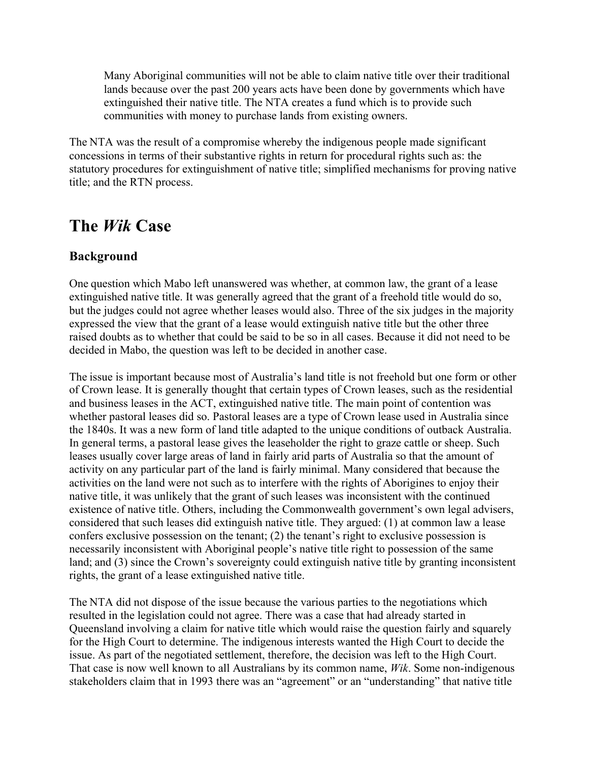> Many Aboriginal communities will not be able to claim native title over their traditional lands because over the past 200 years acts have been done by governments which have extinguished their native title. The NTA creates a fund which is to provide such communities with money to purchase lands from existing owners.

The NTA was the result of a compromise whereby the indigenous people made significant concessions in terms of their substantive rights in return for procedural rights such as: the statutory procedures for extinguishment of native title; simplified mechanisms for proving native title; and the RTN process.

# The *Wik* Case

## Background

One question which Mabo left unanswered was whether, at common law, the grant of a lease extinguished native title. It was generally agreed that the grant of a freehold title would do so, but the judges could not agree whether leases would also. Three of the six judges in the majority expressed the view that the grant of a lease would extinguish native title but the other three raised doubts as to whether that could be said to be so in all cases. Because it did not need to be decided in Mabo, the question was left to be decided in another case.

The issue is important because most of Australia's land title is not freehold but one form or other of Crown lease. It is generally thought that certain types of Crown leases, such as the residential and business leases in the ACT, extinguished native title. The main point of contention was whether pastoral leases did so. Pastoral leases are a type of Crown lease used in Australia since the 1840s. It was a new form of land title adapted to the unique conditions of outback Australia. In general terms, a pastoral lease gives the leaseholder the right to graze cattle or sheep. Such leases usually cover large areas of land in fairly arid parts of Australia so that the amount of activity on any particular part of the land is fairly minimal. Many considered that because the activities on the land were not such as to interfere with the rights of Aborigines to enjoy their native title, it was unlikely that the grant of such leases was inconsistent with the continued existence of native title. Others, including the Commonwealth government's own legal advisers, considered that such leases did extinguish native title. They argued: (1) at common law a lease confers exclusive possession on the tenant; (2) the tenant's right to exclusive possession is necessarily inconsistent with Aboriginal people's native title right to possession of the same land; and (3) since the Crown's sovereignty could extinguish native title by granting inconsistent rights, the grant of a lease extinguished native title.

The NTA did not dispose of the issue because the various parties to the negotiations which resulted in the legislation could not agree. There was a case that had already started in Queensland involving a claim for native title which would raise the question fairly and squarely for the High Court to determine. The indigenous interests wanted the High Court to decide the issue. As part of the negotiated settlement, therefore, the decision was left to the High Court. That case is now well known to all Australians by its common name, *Wik*. Some non-indigenous stakeholders claim that in 1993 there was an "agreement" or an "understanding" that native title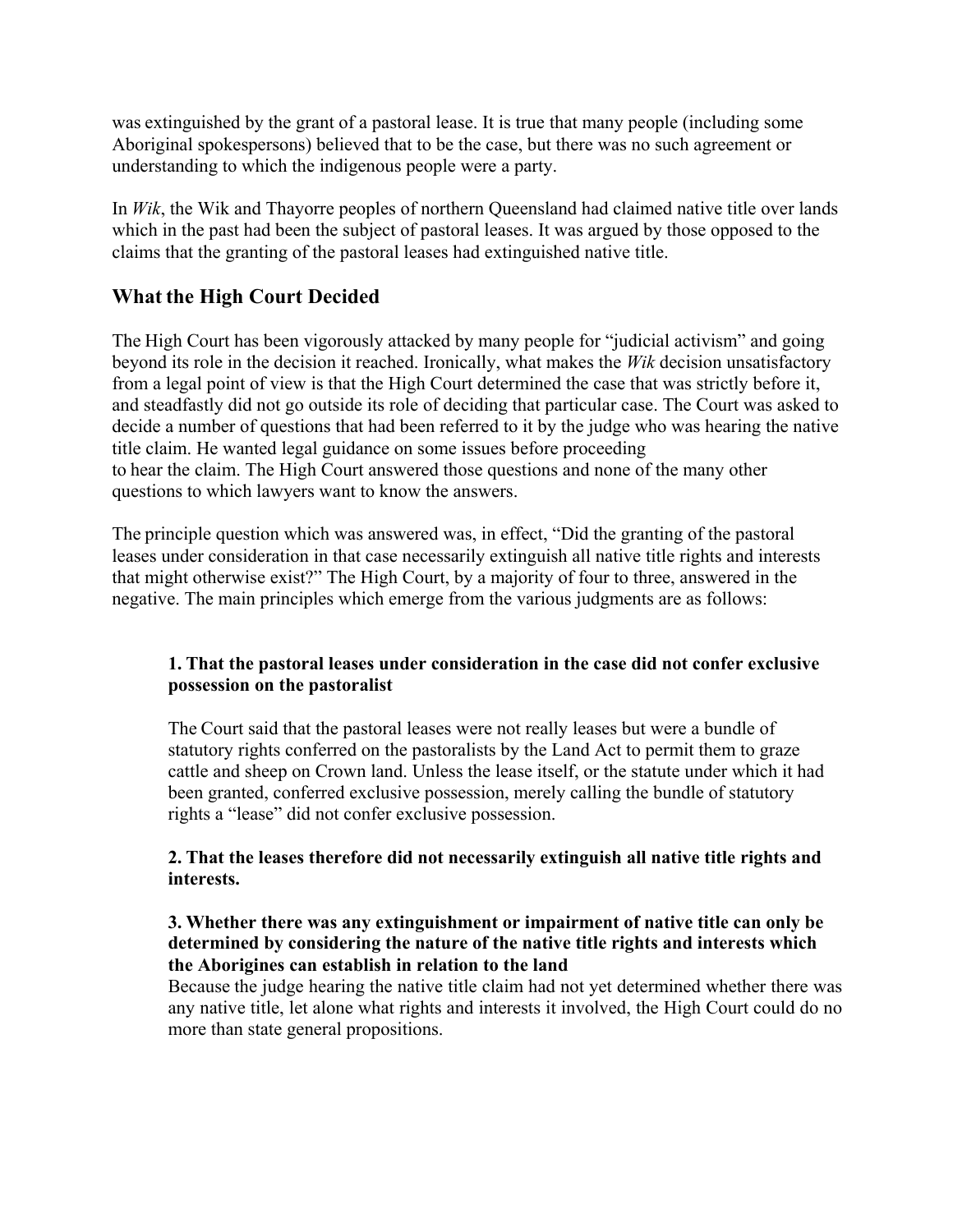was extinguished by the grant of a pastoral lease. It is true that many people (including some Aboriginal spokespersons) believed that to be the case, but there was no such agreement or understanding to which the indigenous people were a party.

In *Wik*, the Wik and Thayorre peoples of northern Queensland had claimed native title over lands which in the past had been the subject of pastoral leases. It was argued by those opposed to the claims that the granting of the pastoral leases had extinguished native title.

## What the High Court Decided

The High Court has been vigorously attacked by many people for "judicial activism" and going beyond its role in the decision it reached. Ironically, what makes the *Wik* decision unsatisfactory from a legal point of view is that the High Court determined the case that was strictly before it, and steadfastly did not go outside its role of deciding that particular case. The Court was asked to decide a number of questions that had been referred to it by the judge who was hearing the native title claim. He wanted legal guidance on some issues before proceeding to hear the claim. The High Court answered those questions and none of the many other questions to which lawyers want to know the answers.

The principle question which was answered was, in effect, "Did the granting of the pastoral leases under consideration in that case necessarily extinguish all native title rights and interests that might otherwise exist?" The High Court, by a majority of four to three, answered in the negative. The main principles which emerge from the various judgments are as follows:

> **1. That the pastoral leases under consideration in the case did not confer exclusive possession on the pastoralist**
>
> The Court said that the pastoral leases were not really leases but were a bundle of statutory rights conferred on the pastoralists by the Land Act to permit them to graze cattle and sheep on Crown land. Unless the lease itself, or the statute under which it had been granted, conferred exclusive possession, merely calling the bundle of statutory rights a "lease" did not confer exclusive possession.
>
> **2. That the leases therefore did not necessarily extinguish all native title rights and interests.**
>
> **3. Whether there was any extinguishment or impairment of native title can only be determined by considering the nature of the native title rights and interests which the Aborigines can establish in relation to the land**
>
> Because the judge hearing the native title claim had not yet determined whether there was any native title, let alone what rights and interests it involved, the High Court could do no more than state general propositions.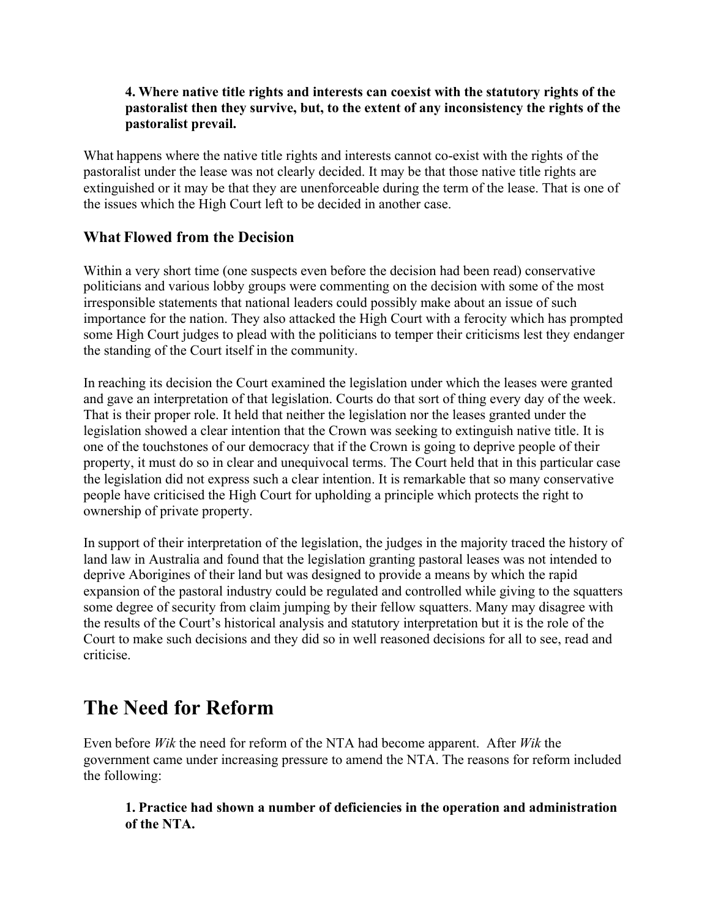**4. Where native title rights and interests can coexist with the statutory rights of the pastoralist then they survive, but, to the extent of any inconsistency the rights of the pastoralist prevail.**

What happens where the native title rights and interests cannot co-exist with the rights of the pastoralist under the lease was not clearly decided. It may be that those native title rights are extinguished or it may be that they are unenforceable during the term of the lease. That is one of the issues which the High Court left to be decided in another case.

### What Flowed from the Decision

Within a very short time (one suspects even before the decision had been read) conservative politicians and various lobby groups were commenting on the decision with some of the most irresponsible statements that national leaders could possibly make about an issue of such importance for the nation. They also attacked the High Court with a ferocity which has prompted some High Court judges to plead with the politicians to temper their criticisms lest they endanger the standing of the Court itself in the community.

In reaching its decision the Court examined the legislation under which the leases were granted and gave an interpretation of that legislation. Courts do that sort of thing every day of the week. That is their proper role. It held that neither the legislation nor the leases granted under the legislation showed a clear intention that the Crown was seeking to extinguish native title. It is one of the touchstones of our democracy that if the Crown is going to deprive people of their property, it must do so in clear and unequivocal terms. The Court held that in this particular case the legislation did not express such a clear intention. It is remarkable that so many conservative people have criticised the High Court for upholding a principle which protects the right to ownership of private property.

In support of their interpretation of the legislation, the judges in the majority traced the history of land law in Australia and found that the legislation granting pastoral leases was not intended to deprive Aborigines of their land but was designed to provide a means by which the rapid expansion of the pastoral industry could be regulated and controlled while giving to the squatters some degree of security from claim jumping by their fellow squatters. Many may disagree with the results of the Court's historical analysis and statutory interpretation but it is the role of the Court to make such decisions and they did so in well reasoned decisions for all to see, read and criticise.

# The Need for Reform

Even before *Wik* the need for reform of the NTA had become apparent. After *Wik* the government came under increasing pressure to amend the NTA. The reasons for reform included the following:

**1. Practice had shown a number of deficiencies in the operation and administration of the NTA.**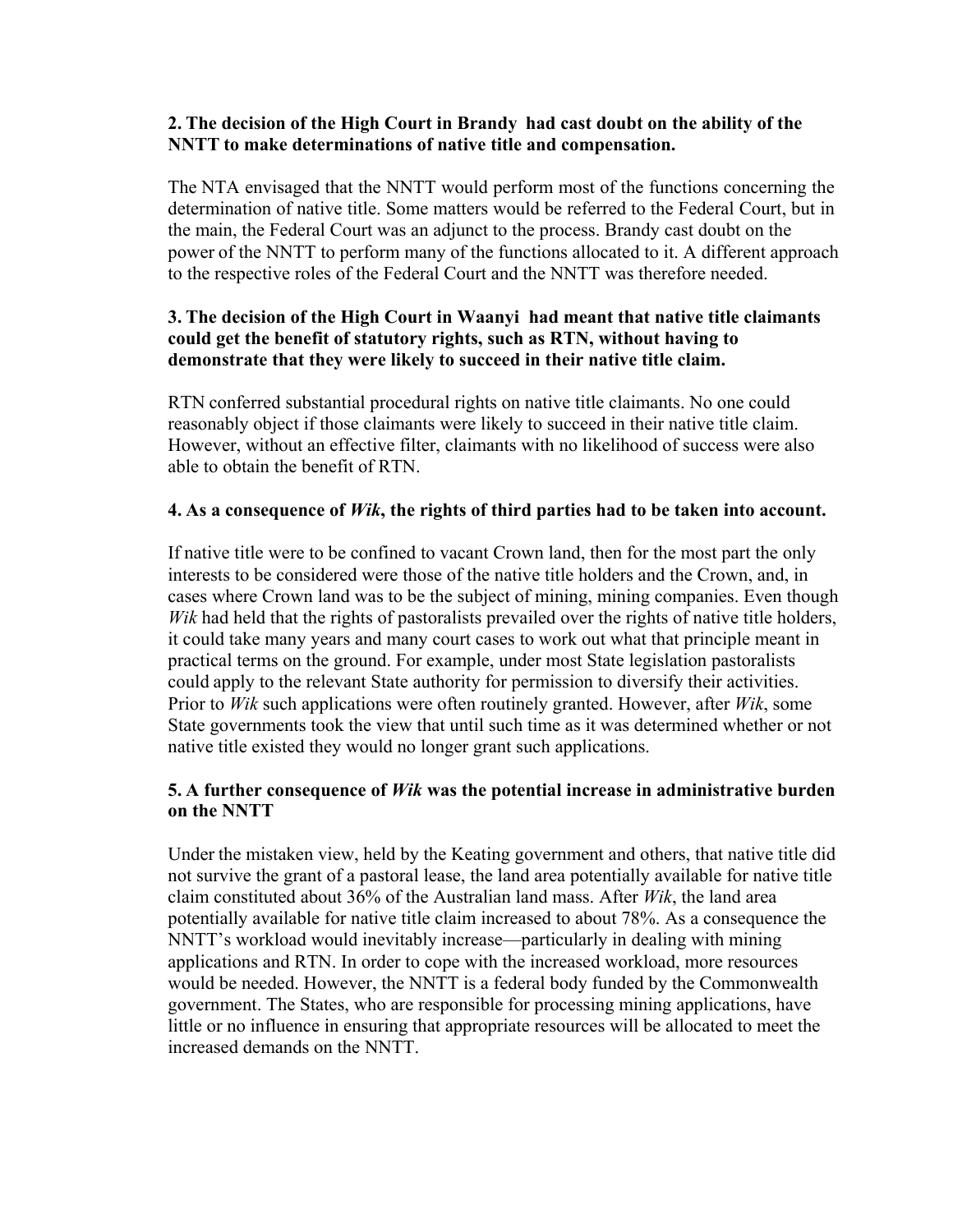**2. The decision of the High Court in Brandy had cast doubt on the ability of the NNTT to make determinations of native title and compensation.**

The NTA envisaged that the NNTT would perform most of the functions concerning the determination of native title. Some matters would be referred to the Federal Court, but in the main, the Federal Court was an adjunct to the process. Brandy cast doubt on the power of the NNTT to perform many of the functions allocated to it. A different approach to the respective roles of the Federal Court and the NNTT was therefore needed.

**3. The decision of the High Court in Waanyi had meant that native title claimants could get the benefit of statutory rights, such as RTN, without having to demonstrate that they were likely to succeed in their native title claim.**

RTN conferred substantial procedural rights on native title claimants. No one could reasonably object if those claimants were likely to succeed in their native title claim. However, without an effective filter, claimants with no likelihood of success were also able to obtain the benefit of RTN.

**4. As a consequence of *Wik*, the rights of third parties had to be taken into account.**

If native title were to be confined to vacant Crown land, then for the most part the only interests to be considered were those of the native title holders and the Crown, and, in cases where Crown land was to be the subject of mining, mining companies. Even though *Wik* had held that the rights of pastoralists prevailed over the rights of native title holders, it could take many years and many court cases to work out what that principle meant in practical terms on the ground. For example, under most State legislation pastoralists could apply to the relevant State authority for permission to diversify their activities. Prior to *Wik* such applications were often routinely granted. However, after *Wik*, some State governments took the view that until such time as it was determined whether or not native title existed they would no longer grant such applications.

**5. A further consequence of *Wik* was the potential increase in administrative burden on the NNTT**

Under the mistaken view, held by the Keating government and others, that native title did not survive the grant of a pastoral lease, the land area potentially available for native title claim constituted about 36% of the Australian land mass. After *Wik*, the land area potentially available for native title claim increased to about 78%. As a consequence the NNTT's workload would inevitably increase—particularly in dealing with mining applications and RTN. In order to cope with the increased workload, more resources would be needed. However, the NNTT is a federal body funded by the Commonwealth government. The States, who are responsible for processing mining applications, have little or no influence in ensuring that appropriate resources will be allocated to meet the increased demands on the NNTT.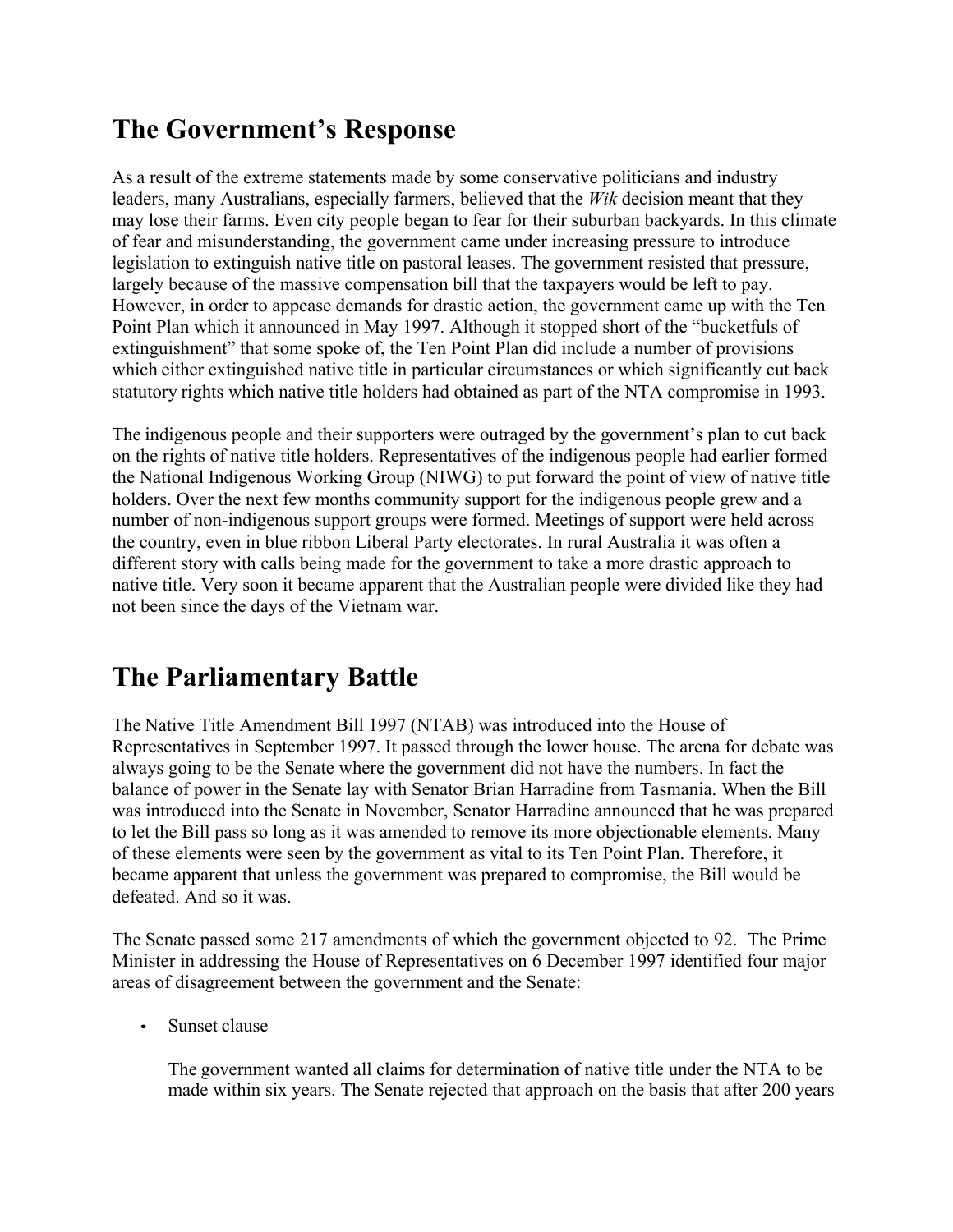## The Government's Response

As a result of the extreme statements made by some conservative politicians and industry leaders, many Australians, especially farmers, believed that the *Wik* decision meant that they may lose their farms. Even city people began to fear for their suburban backyards. In this climate of fear and misunderstanding, the government came under increasing pressure to introduce legislation to extinguish native title on pastoral leases. The government resisted that pressure, largely because of the massive compensation bill that the taxpayers would be left to pay. However, in order to appease demands for drastic action, the government came up with the Ten Point Plan which it announced in May 1997. Although it stopped short of the "bucketfuls of extinguishment" that some spoke of, the Ten Point Plan did include a number of provisions which either extinguished native title in particular circumstances or which significantly cut back statutory rights which native title holders had obtained as part of the NTA compromise in 1993.

The indigenous people and their supporters were outraged by the government's plan to cut back on the rights of native title holders. Representatives of the indigenous people had earlier formed the National Indigenous Working Group (NIWG) to put forward the point of view of native title holders. Over the next few months community support for the indigenous people grew and a number of non-indigenous support groups were formed. Meetings of support were held across the country, even in blue ribbon Liberal Party electorates. In rural Australia it was often a different story with calls being made for the government to take a more drastic approach to native title. Very soon it became apparent that the Australian people were divided like they had not been since the days of the Vietnam war.

## The Parliamentary Battle

The Native Title Amendment Bill 1997 (NTAB) was introduced into the House of Representatives in September 1997. It passed through the lower house. The arena for debate was always going to be the Senate where the government did not have the numbers. In fact the balance of power in the Senate lay with Senator Brian Harradine from Tasmania. When the Bill was introduced into the Senate in November, Senator Harradine announced that he was prepared to let the Bill pass so long as it was amended to remove its more objectionable elements. Many of these elements were seen by the government as vital to its Ten Point Plan. Therefore, it became apparent that unless the government was prepared to compromise, the Bill would be defeated. And so it was.

The Senate passed some 217 amendments of which the government objected to 92. The Prime Minister in addressing the House of Representatives on 6 December 1997 identified four major areas of disagreement between the government and the Senate:

- Sunset clause

  The government wanted all claims for determination of native title under the NTA to be made within six years. The Senate rejected that approach on the basis that after 200 years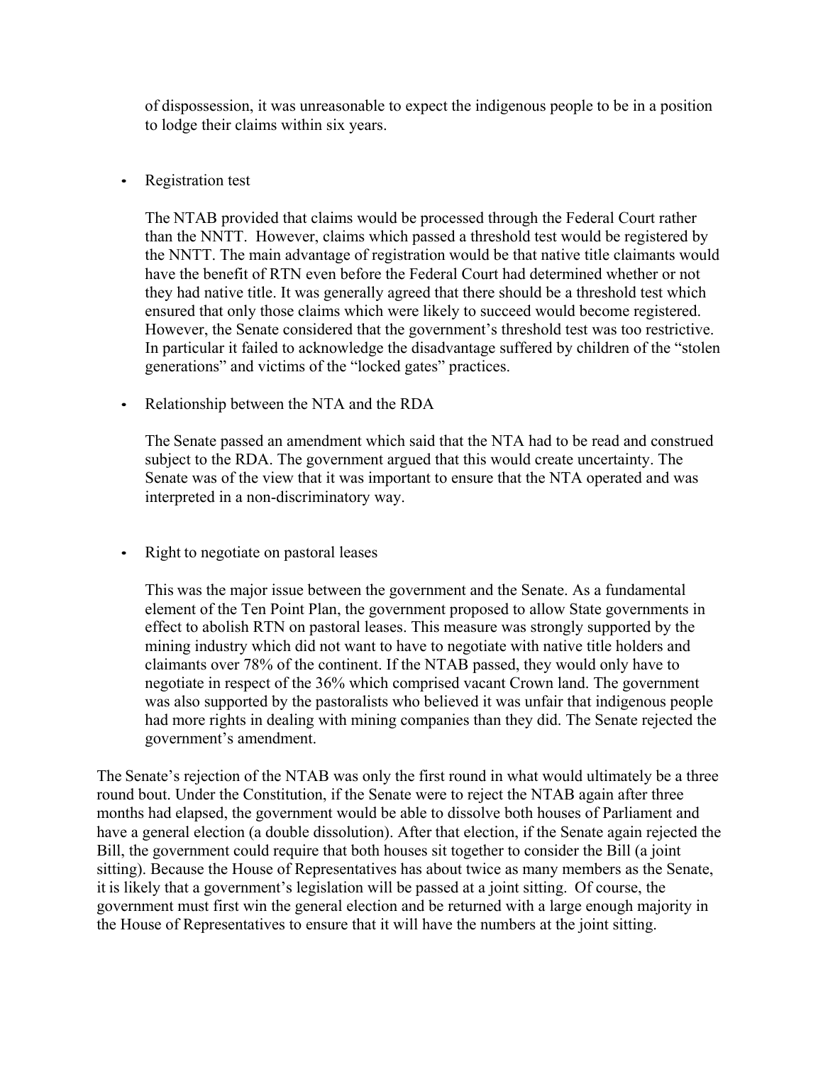of dispossession, it was unreasonable to expect the indigenous people to be in a position to lodge their claims within six years.

- Registration test

  The NTAB provided that claims would be processed through the Federal Court rather than the NNTT. However, claims which passed a threshold test would be registered by the NNTT. The main advantage of registration would be that native title claimants would have the benefit of RTN even before the Federal Court had determined whether or not they had native title. It was generally agreed that there should be a threshold test which ensured that only those claims which were likely to succeed would become registered. However, the Senate considered that the government's threshold test was too restrictive. In particular it failed to acknowledge the disadvantage suffered by children of the "stolen generations" and victims of the "locked gates" practices.

- Relationship between the NTA and the RDA

  The Senate passed an amendment which said that the NTA had to be read and construed subject to the RDA. The government argued that this would create uncertainty. The Senate was of the view that it was important to ensure that the NTA operated and was interpreted in a non-discriminatory way.

- Right to negotiate on pastoral leases

  This was the major issue between the government and the Senate. As a fundamental element of the Ten Point Plan, the government proposed to allow State governments in effect to abolish RTN on pastoral leases. This measure was strongly supported by the mining industry which did not want to have to negotiate with native title holders and claimants over 78% of the continent. If the NTAB passed, they would only have to negotiate in respect of the 36% which comprised vacant Crown land. The government was also supported by the pastoralists who believed it was unfair that indigenous people had more rights in dealing with mining companies than they did. The Senate rejected the government's amendment.

The Senate's rejection of the NTAB was only the first round in what would ultimately be a three round bout. Under the Constitution, if the Senate were to reject the NTAB again after three months had elapsed, the government would be able to dissolve both houses of Parliament and have a general election (a double dissolution). After that election, if the Senate again rejected the Bill, the government could require that both houses sit together to consider the Bill (a joint sitting). Because the House of Representatives has about twice as many members as the Senate, it is likely that a government's legislation will be passed at a joint sitting. Of course, the government must first win the general election and be returned with a large enough majority in the House of Representatives to ensure that it will have the numbers at the joint sitting.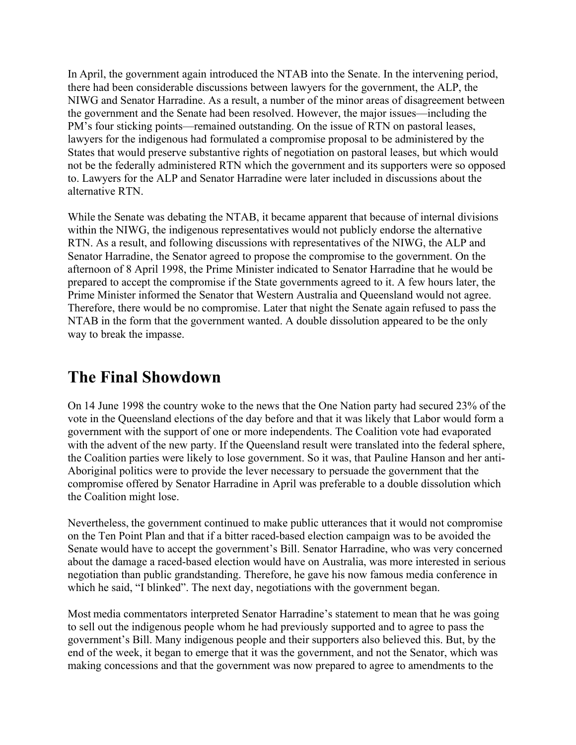In April, the government again introduced the NTAB into the Senate. In the intervening period, there had been considerable discussions between lawyers for the government, the ALP, the NIWG and Senator Harradine. As a result, a number of the minor areas of disagreement between the government and the Senate had been resolved. However, the major issues—including the PM's four sticking points—remained outstanding. On the issue of RTN on pastoral leases, lawyers for the indigenous had formulated a compromise proposal to be administered by the States that would preserve substantive rights of negotiation on pastoral leases, but which would not be the federally administered RTN which the government and its supporters were so opposed to. Lawyers for the ALP and Senator Harradine were later included in discussions about the alternative RTN.

While the Senate was debating the NTAB, it became apparent that because of internal divisions within the NIWG, the indigenous representatives would not publicly endorse the alternative RTN. As a result, and following discussions with representatives of the NIWG, the ALP and Senator Harradine, the Senator agreed to propose the compromise to the government. On the afternoon of 8 April 1998, the Prime Minister indicated to Senator Harradine that he would be prepared to accept the compromise if the State governments agreed to it. A few hours later, the Prime Minister informed the Senator that Western Australia and Queensland would not agree. Therefore, there would be no compromise. Later that night the Senate again refused to pass the NTAB in the form that the government wanted. A double dissolution appeared to be the only way to break the impasse.

## The Final Showdown

On 14 June 1998 the country woke to the news that the One Nation party had secured 23% of the vote in the Queensland elections of the day before and that it was likely that Labor would form a government with the support of one or more independents. The Coalition vote had evaporated with the advent of the new party. If the Queensland result were translated into the federal sphere, the Coalition parties were likely to lose government. So it was, that Pauline Hanson and her anti-Aboriginal politics were to provide the lever necessary to persuade the government that the compromise offered by Senator Harradine in April was preferable to a double dissolution which the Coalition might lose.

Nevertheless, the government continued to make public utterances that it would not compromise on the Ten Point Plan and that if a bitter raced-based election campaign was to be avoided the Senate would have to accept the government's Bill. Senator Harradine, who was very concerned about the damage a raced-based election would have on Australia, was more interested in serious negotiation than public grandstanding. Therefore, he gave his now famous media conference in which he said, "I blinked". The next day, negotiations with the government began.

Most media commentators interpreted Senator Harradine's statement to mean that he was going to sell out the indigenous people whom he had previously supported and to agree to pass the government's Bill. Many indigenous people and their supporters also believed this. But, by the end of the week, it began to emerge that it was the government, and not the Senator, which was making concessions and that the government was now prepared to agree to amendments to the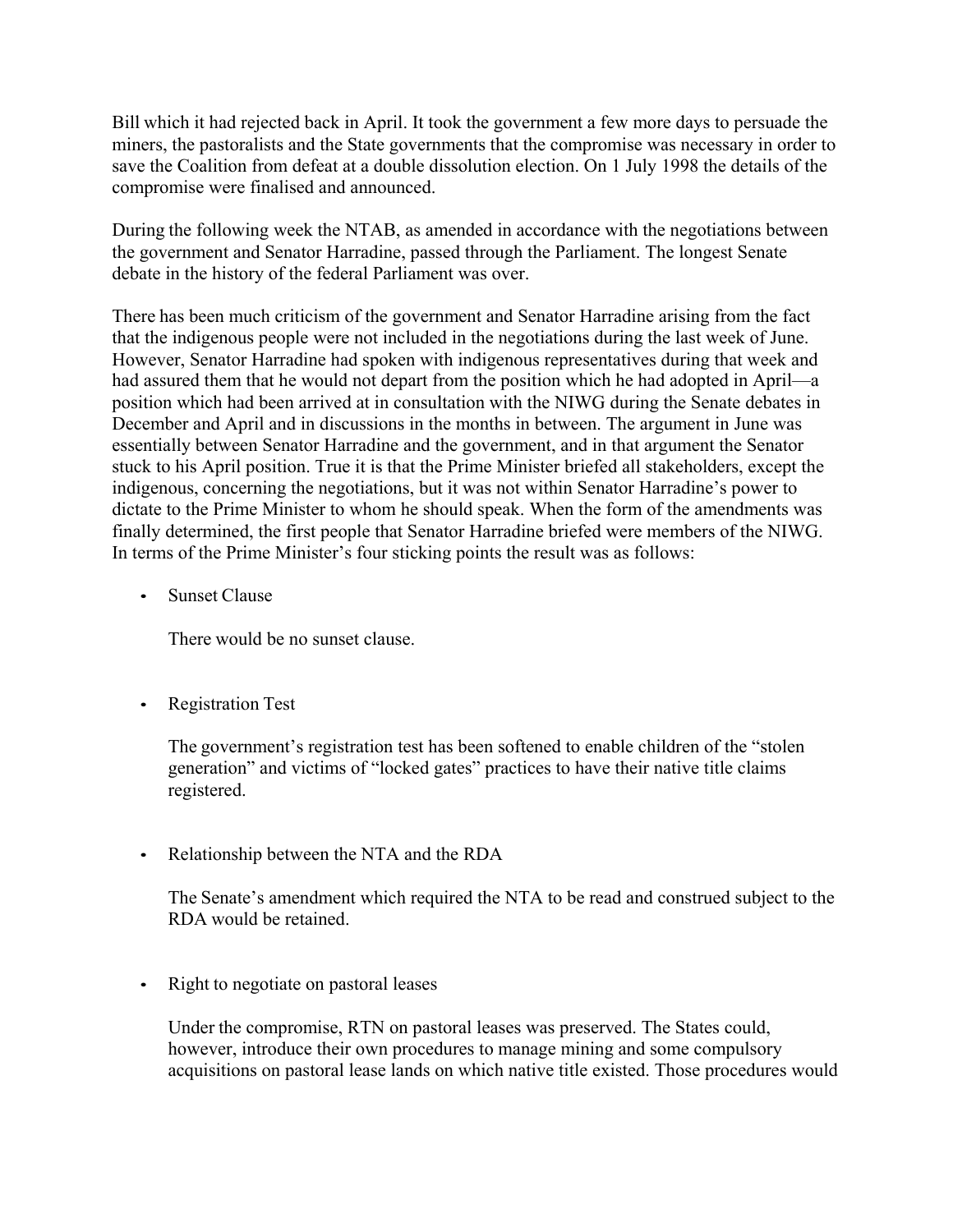Bill which it had rejected back in April. It took the government a few more days to persuade the miners, the pastoralists and the State governments that the compromise was necessary in order to save the Coalition from defeat at a double dissolution election. On 1 July 1998 the details of the compromise were finalised and announced.

During the following week the NTAB, as amended in accordance with the negotiations between the government and Senator Harradine, passed through the Parliament. The longest Senate debate in the history of the federal Parliament was over.

There has been much criticism of the government and Senator Harradine arising from the fact that the indigenous people were not included in the negotiations during the last week of June. However, Senator Harradine had spoken with indigenous representatives during that week and had assured them that he would not depart from the position which he had adopted in April—a position which had been arrived at in consultation with the NIWG during the Senate debates in December and April and in discussions in the months in between. The argument in June was essentially between Senator Harradine and the government, and in that argument the Senator stuck to his April position. True it is that the Prime Minister briefed all stakeholders, except the indigenous, concerning the negotiations, but it was not within Senator Harradine's power to dictate to the Prime Minister to whom he should speak. When the form of the amendments was finally determined, the first people that Senator Harradine briefed were members of the NIWG. In terms of the Prime Minister's four sticking points the result was as follows:

- Sunset Clause

  There would be no sunset clause.

- Registration Test

  The government's registration test has been softened to enable children of the "stolen generation" and victims of "locked gates" practices to have their native title claims registered.

- Relationship between the NTA and the RDA

  The Senate's amendment which required the NTA to be read and construed subject to the RDA would be retained.

- Right to negotiate on pastoral leases

  Under the compromise, RTN on pastoral leases was preserved. The States could, however, introduce their own procedures to manage mining and some compulsory acquisitions on pastoral lease lands on which native title existed. Those procedures would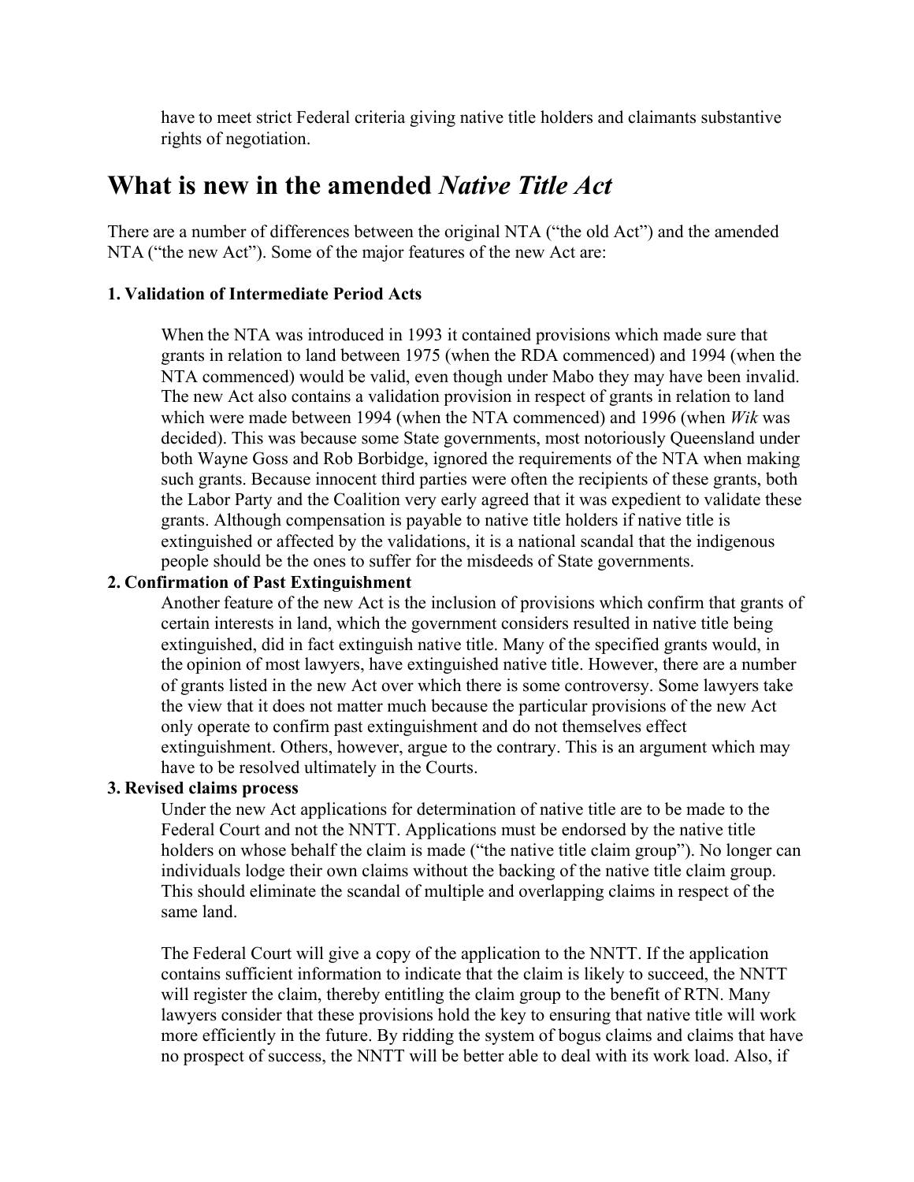have to meet strict Federal criteria giving native title holders and claimants substantive rights of negotiation.

# What is new in the amended *Native Title Act*

There are a number of differences between the original NTA ("the old Act") and the amended NTA ("the new Act"). Some of the major features of the new Act are:

**1. Validation of Intermediate Period Acts**

When the NTA was introduced in 1993 it contained provisions which made sure that grants in relation to land between 1975 (when the RDA commenced) and 1994 (when the NTA commenced) would be valid, even though under Mabo they may have been invalid. The new Act also contains a validation provision in respect of grants in relation to land which were made between 1994 (when the NTA commenced) and 1996 (when *Wik* was decided). This was because some State governments, most notoriously Queensland under both Wayne Goss and Rob Borbidge, ignored the requirements of the NTA when making such grants. Because innocent third parties were often the recipients of these grants, both the Labor Party and the Coalition very early agreed that it was expedient to validate these grants. Although compensation is payable to native title holders if native title is extinguished or affected by the validations, it is a national scandal that the indigenous people should be the ones to suffer for the misdeeds of State governments.

**2. Confirmation of Past Extinguishment**

Another feature of the new Act is the inclusion of provisions which confirm that grants of certain interests in land, which the government considers resulted in native title being extinguished, did in fact extinguish native title. Many of the specified grants would, in the opinion of most lawyers, have extinguished native title. However, there are a number of grants listed in the new Act over which there is some controversy. Some lawyers take the view that it does not matter much because the particular provisions of the new Act only operate to confirm past extinguishment and do not themselves effect extinguishment. Others, however, argue to the contrary. This is an argument which may have to be resolved ultimately in the Courts.

**3. Revised claims process**

Under the new Act applications for determination of native title are to be made to the Federal Court and not the NNTT. Applications must be endorsed by the native title holders on whose behalf the claim is made ("the native title claim group"). No longer can individuals lodge their own claims without the backing of the native title claim group. This should eliminate the scandal of multiple and overlapping claims in respect of the same land.

The Federal Court will give a copy of the application to the NNTT. If the application contains sufficient information to indicate that the claim is likely to succeed, the NNTT will register the claim, thereby entitling the claim group to the benefit of RTN. Many lawyers consider that these provisions hold the key to ensuring that native title will work more efficiently in the future. By ridding the system of bogus claims and claims that have no prospect of success, the NNTT will be better able to deal with its work load. Also, if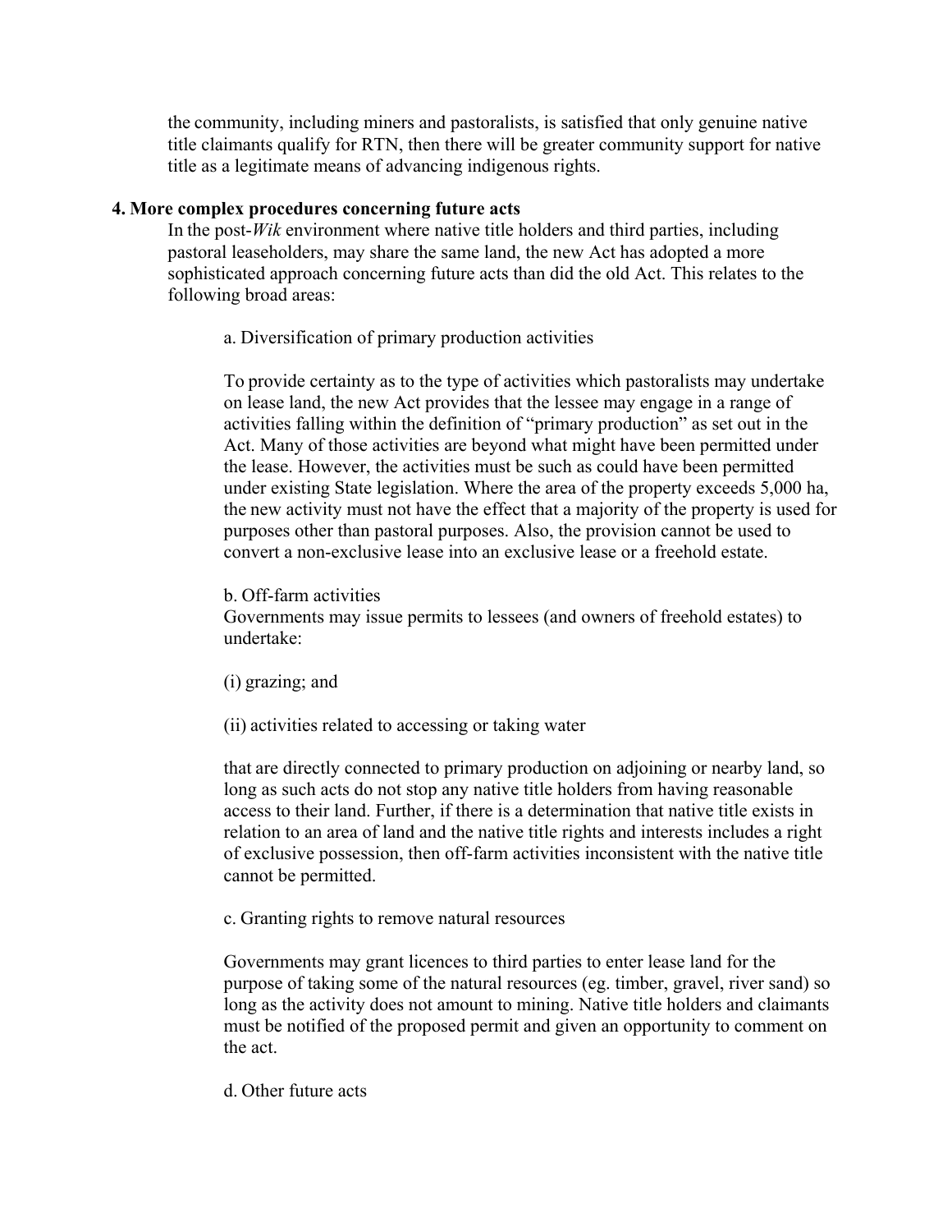the community, including miners and pastoralists, is satisfied that only genuine native title claimants qualify for RTN, then there will be greater community support for native title as a legitimate means of advancing indigenous rights.

**4. More complex procedures concerning future acts**

In the post-*Wik* environment where native title holders and third parties, including pastoral leaseholders, may share the same land, the new Act has adopted a more sophisticated approach concerning future acts than did the old Act. This relates to the following broad areas:

a. Diversification of primary production activities

To provide certainty as to the type of activities which pastoralists may undertake on lease land, the new Act provides that the lessee may engage in a range of activities falling within the definition of "primary production" as set out in the Act. Many of those activities are beyond what might have been permitted under the lease. However, the activities must be such as could have been permitted under existing State legislation. Where the area of the property exceeds 5,000 ha, the new activity must not have the effect that a majority of the property is used for purposes other than pastoral purposes. Also, the provision cannot be used to convert a non-exclusive lease into an exclusive lease or a freehold estate.

b. Off-farm activities

Governments may issue permits to lessees (and owners of freehold estates) to undertake:

(i) grazing; and

(ii) activities related to accessing or taking water

that are directly connected to primary production on adjoining or nearby land, so long as such acts do not stop any native title holders from having reasonable access to their land. Further, if there is a determination that native title exists in relation to an area of land and the native title rights and interests includes a right of exclusive possession, then off-farm activities inconsistent with the native title cannot be permitted.

c. Granting rights to remove natural resources

Governments may grant licences to third parties to enter lease land for the purpose of taking some of the natural resources (eg. timber, gravel, river sand) so long as the activity does not amount to mining. Native title holders and claimants must be notified of the proposed permit and given an opportunity to comment on the act.

d. Other future acts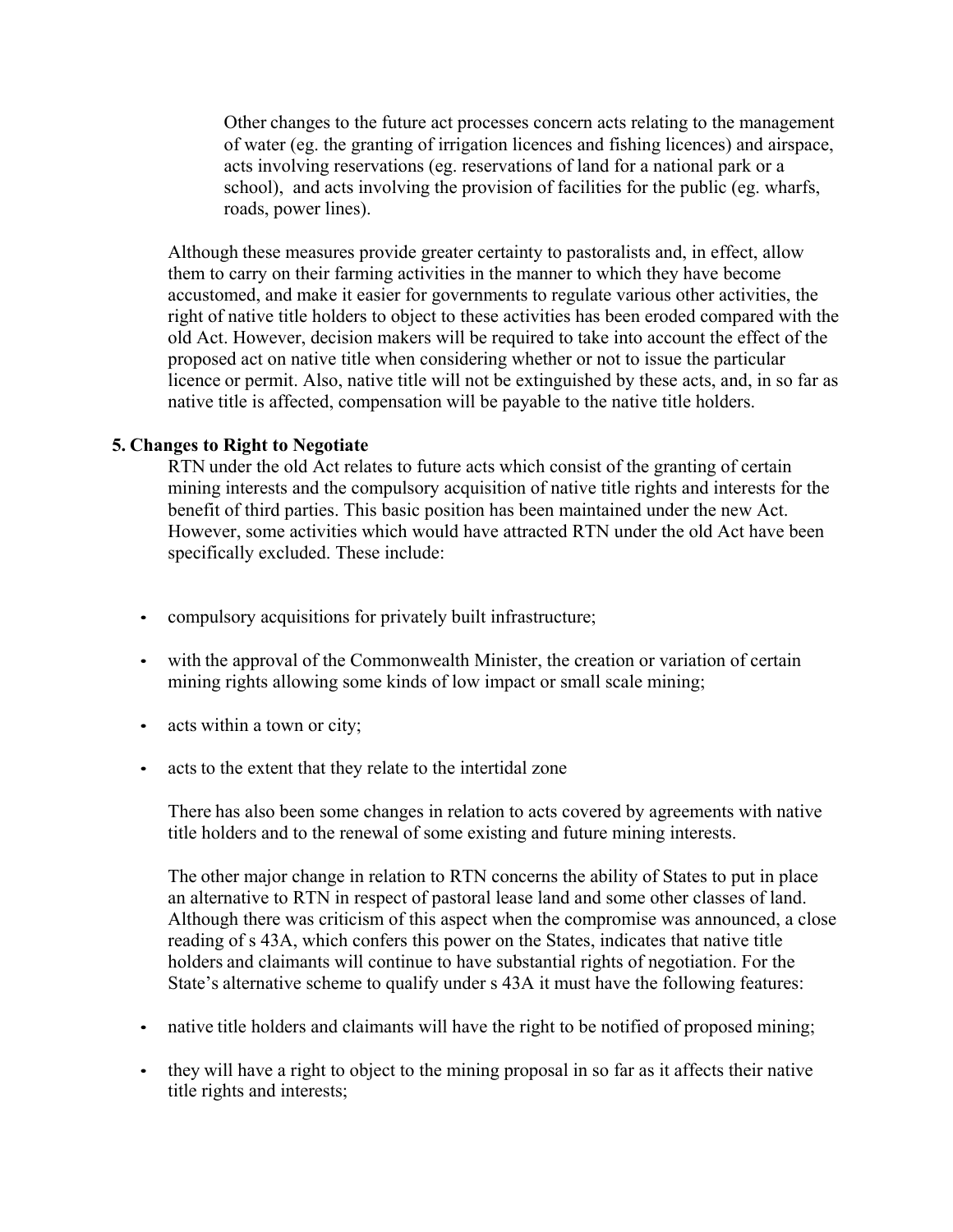Other changes to the future act processes concern acts relating to the management of water (eg. the granting of irrigation licences and fishing licences) and airspace, acts involving reservations (eg. reservations of land for a national park or a school), and acts involving the provision of facilities for the public (eg. wharfs, roads, power lines).

Although these measures provide greater certainty to pastoralists and, in effect, allow them to carry on their farming activities in the manner to which they have become accustomed, and make it easier for governments to regulate various other activities, the right of native title holders to object to these activities has been eroded compared with the old Act. However, decision makers will be required to take into account the effect of the proposed act on native title when considering whether or not to issue the particular licence or permit. Also, native title will not be extinguished by these acts, and, in so far as native title is affected, compensation will be payable to the native title holders.

**5. Changes to Right to Negotiate**

RTN under the old Act relates to future acts which consist of the granting of certain mining interests and the compulsory acquisition of native title rights and interests for the benefit of third parties. This basic position has been maintained under the new Act. However, some activities which would have attracted RTN under the old Act have been specifically excluded. These include:

- compulsory acquisitions for privately built infrastructure;
- with the approval of the Commonwealth Minister, the creation or variation of certain mining rights allowing some kinds of low impact or small scale mining;
- acts within a town or city;
- acts to the extent that they relate to the intertidal zone

There has also been some changes in relation to acts covered by agreements with native title holders and to the renewal of some existing and future mining interests.

The other major change in relation to RTN concerns the ability of States to put in place an alternative to RTN in respect of pastoral lease land and some other classes of land. Although there was criticism of this aspect when the compromise was announced, a close reading of s 43A, which confers this power on the States, indicates that native title holders and claimants will continue to have substantial rights of negotiation. For the State's alternative scheme to qualify under s 43A it must have the following features:

- native title holders and claimants will have the right to be notified of proposed mining;
- they will have a right to object to the mining proposal in so far as it affects their native title rights and interests;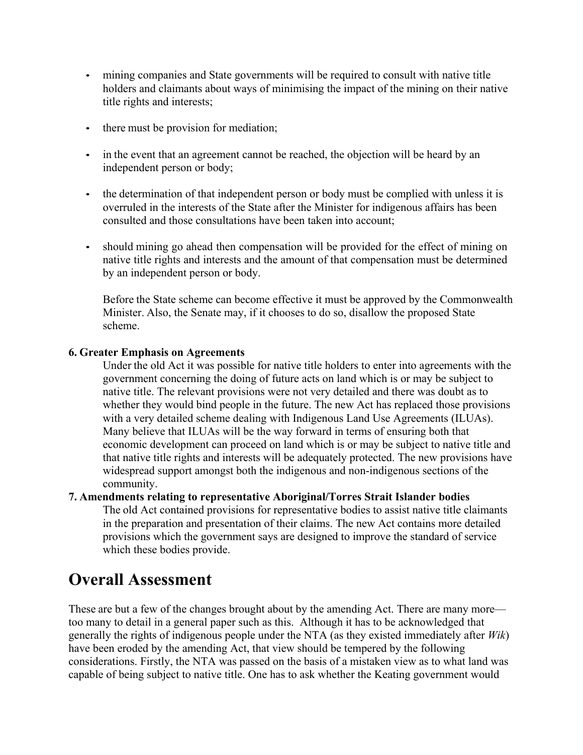- mining companies and State governments will be required to consult with native title holders and claimants about ways of minimising the impact of the mining on their native title rights and interests;
- there must be provision for mediation;
- in the event that an agreement cannot be reached, the objection will be heard by an independent person or body;
- the determination of that independent person or body must be complied with unless it is overruled in the interests of the State after the Minister for indigenous affairs has been consulted and those consultations have been taken into account;
- should mining go ahead then compensation will be provided for the effect of mining on native title rights and interests and the amount of that compensation must be determined by an independent person or body.

  Before the State scheme can become effective it must be approved by the Commonwealth Minister. Also, the Senate may, if it chooses to do so, disallow the proposed State scheme.

**6. Greater Emphasis on Agreements**

Under the old Act it was possible for native title holders to enter into agreements with the government concerning the doing of future acts on land which is or may be subject to native title. The relevant provisions were not very detailed and there was doubt as to whether they would bind people in the future. The new Act has replaced those provisions with a very detailed scheme dealing with Indigenous Land Use Agreements (ILUAs). Many believe that ILUAs will be the way forward in terms of ensuring both that economic development can proceed on land which is or may be subject to native title and that native title rights and interests will be adequately protected. The new provisions have widespread support amongst both the indigenous and non-indigenous sections of the community.

**7. Amendments relating to representative Aboriginal/Torres Strait Islander bodies**

The old Act contained provisions for representative bodies to assist native title claimants in the preparation and presentation of their claims. The new Act contains more detailed provisions which the government says are designed to improve the standard of service which these bodies provide.

# Overall Assessment

These are but a few of the changes brought about by the amending Act. There are many more—too many to detail in a general paper such as this. Although it has to be acknowledged that generally the rights of indigenous people under the NTA (as they existed immediately after *Wik*) have been eroded by the amending Act, that view should be tempered by the following considerations. Firstly, the NTA was passed on the basis of a mistaken view as to what land was capable of being subject to native title. One has to ask whether the Keating government would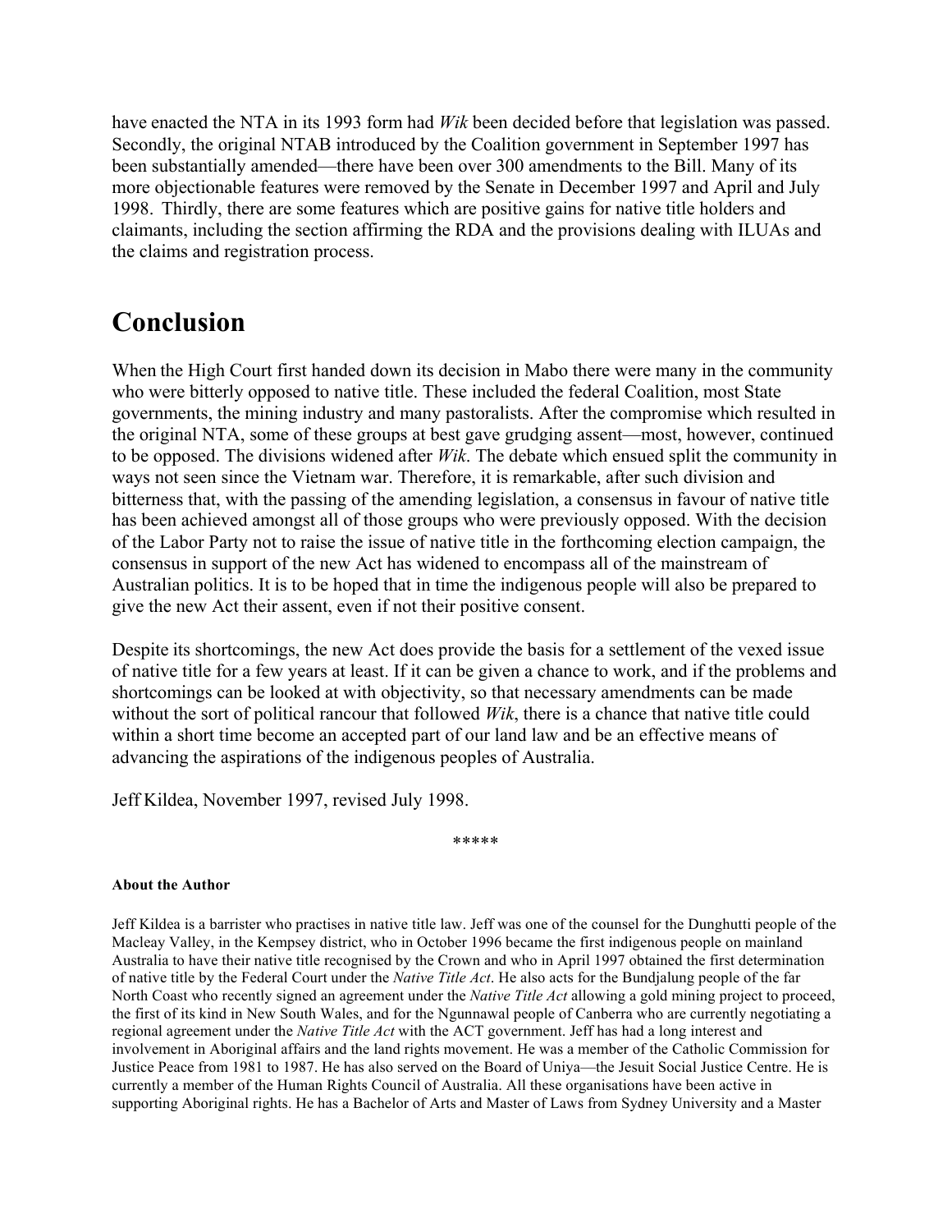have enacted the NTA in its 1993 form had *Wik* been decided before that legislation was passed. Secondly, the original NTAB introduced by the Coalition government in September 1997 has been substantially amended—there have been over 300 amendments to the Bill. Many of its more objectionable features were removed by the Senate in December 1997 and April and July 1998. Thirdly, there are some features which are positive gains for native title holders and claimants, including the section affirming the RDA and the provisions dealing with ILUAs and the claims and registration process.

# Conclusion

When the High Court first handed down its decision in Mabo there were many in the community who were bitterly opposed to native title. These included the federal Coalition, most State governments, the mining industry and many pastoralists. After the compromise which resulted in the original NTA, some of these groups at best gave grudging assent—most, however, continued to be opposed. The divisions widened after *Wik*. The debate which ensued split the community in ways not seen since the Vietnam war. Therefore, it is remarkable, after such division and bitterness that, with the passing of the amending legislation, a consensus in favour of native title has been achieved amongst all of those groups who were previously opposed. With the decision of the Labor Party not to raise the issue of native title in the forthcoming election campaign, the consensus in support of the new Act has widened to encompass all of the mainstream of Australian politics. It is to be hoped that in time the indigenous people will also be prepared to give the new Act their assent, even if not their positive consent.

Despite its shortcomings, the new Act does provide the basis for a settlement of the vexed issue of native title for a few years at least. If it can be given a chance to work, and if the problems and shortcomings can be looked at with objectivity, so that necessary amendments can be made without the sort of political rancour that followed *Wik*, there is a chance that native title could within a short time become an accepted part of our land law and be an effective means of advancing the aspirations of the indigenous peoples of Australia.

Jeff Kildea, November 1997, revised July 1998.

*****

**About the Author**

Jeff Kildea is a barrister who practises in native title law. Jeff was one of the counsel for the Dunghutti people of the Macleay Valley, in the Kempsey district, who in October 1996 became the first indigenous people on mainland Australia to have their native title recognised by the Crown and who in April 1997 obtained the first determination of native title by the Federal Court under the *Native Title Act*. He also acts for the Bundjalung people of the far North Coast who recently signed an agreement under the *Native Title Act* allowing a gold mining project to proceed, the first of its kind in New South Wales, and for the Ngunnawal people of Canberra who are currently negotiating a regional agreement under the *Native Title Act* with the ACT government. Jeff has had a long interest and involvement in Aboriginal affairs and the land rights movement. He was a member of the Catholic Commission for Justice Peace from 1981 to 1987. He has also served on the Board of Uniya—the Jesuit Social Justice Centre. He is currently a member of the Human Rights Council of Australia. All these organisations have been active in supporting Aboriginal rights. He has a Bachelor of Arts and Master of Laws from Sydney University and a Master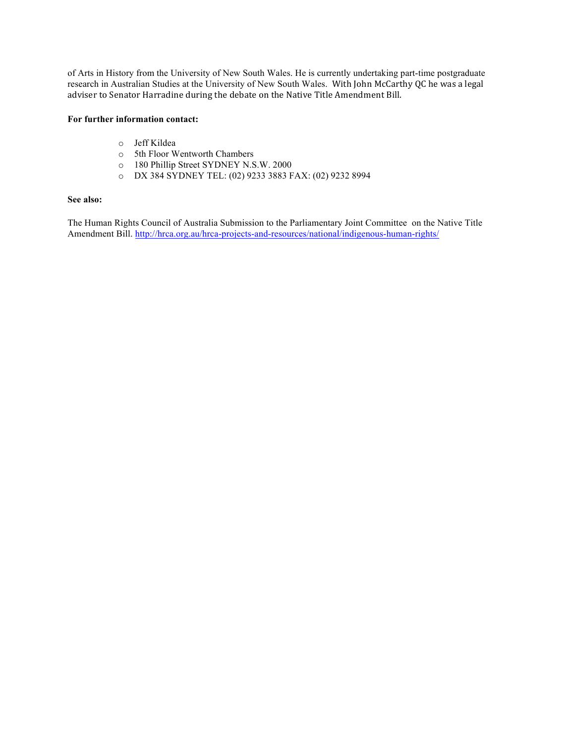of Arts in History from the University of New South Wales. He is currently undertaking part-time postgraduate research in Australian Studies at the University of New South Wales. With John McCarthy QC he was a legal adviser to Senator Harradine during the debate on the Native Title Amendment Bill.

**For further information contact:**

- Jeff Kildea
- 5th Floor Wentworth Chambers
- 180 Phillip Street SYDNEY N.S.W. 2000
- DX 384 SYDNEY TEL: (02) 9233 3883 FAX: (02) 9232 8994

**See also:**

The Human Rights Council of Australia Submission to the Parliamentary Joint Committee on the Native Title Amendment Bill. http://hrca.org.au/hrca-projects-and-resources/national/indigenous-human-rights/